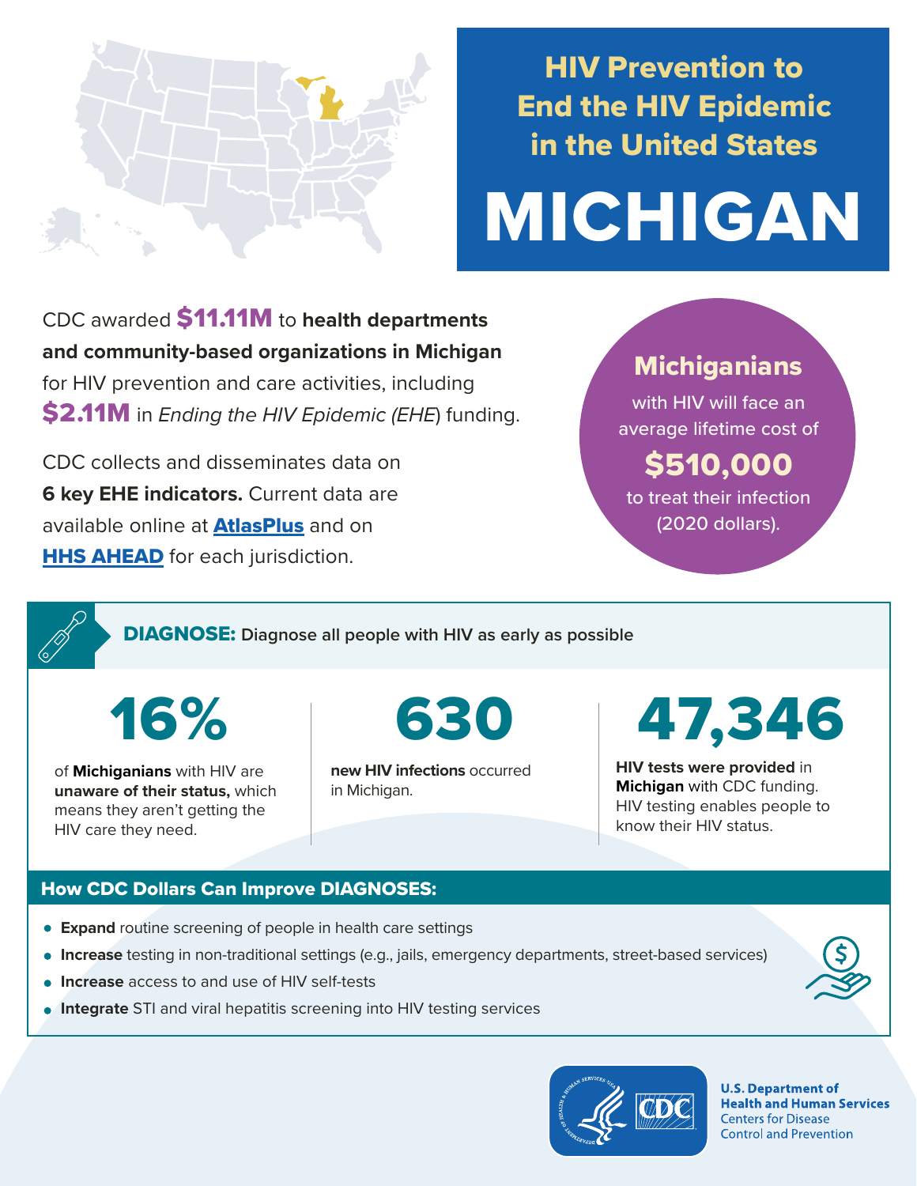# HIV Prevention to End the HIV Epidemic in the United States

# MICHIGAN

CDC awarded **$11.11M** to **health departments and community-based organizations in Michigan** for HIV prevention and care activities, including **$2.11M** in *Ending the HIV Epidemic (EHE)* funding.

CDC collects and disseminates data on **6 key EHE indicators.** Current data are available online at **AtlasPlus** and on **HHS AHEAD** for each jurisdiction.

**Michiganians** with HIV will face an average lifetime cost of **$510,000** to treat their infection (2020 dollars).

## DIAGNOSE: Diagnose all people with HIV as early as possible

**16%**

of **Michiganians** with HIV are **unaware of their status,** which means they aren't getting the HIV care they need.

**630**

**new HIV infections** occurred in Michigan.

**47,346**

**HIV tests were provided** in **Michigan** with CDC funding. HIV testing enables people to know their HIV status.

### How CDC Dollars Can Improve DIAGNOSES:

- **Expand** routine screening of people in health care settings
- **Increase** testing in non-traditional settings (e.g., jails, emergency departments, street-based services)
- **Increase** access to and use of HIV self-tests
- **Integrate** STI and viral hepatitis screening into HIV testing services

U.S. Department of Health and Human Services
Centers for Disease Control and Prevention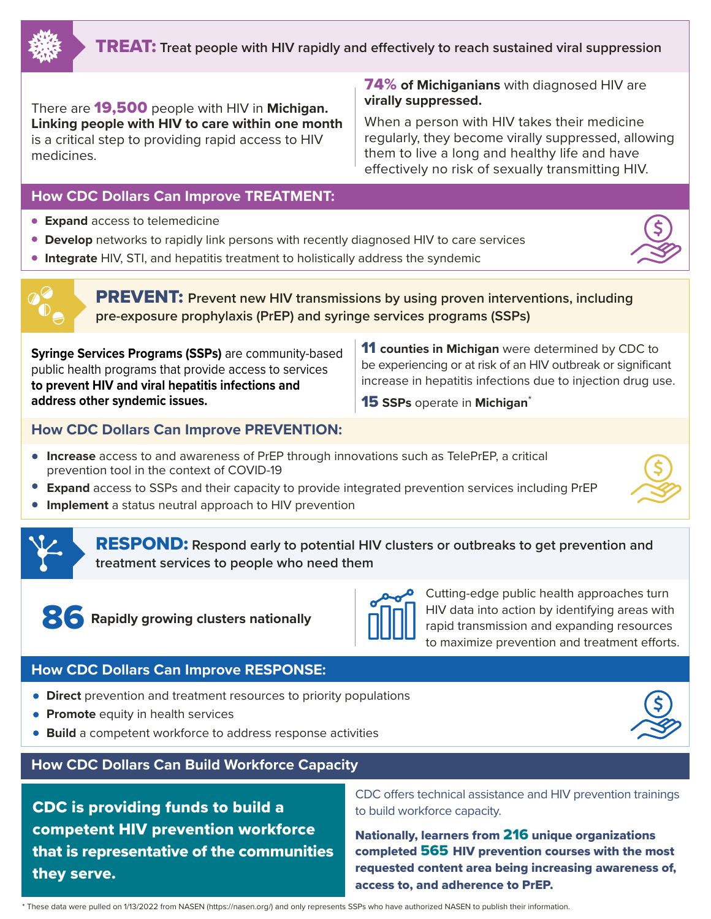## TREAT: Treat people with HIV rapidly and effectively to reach sustained viral suppression

There are **19,500** people with HIV in **Michigan. Linking people with HIV to care within one month** is a critical step to providing rapid access to HIV medicines.

**74% of Michiganians** with diagnosed HIV are **virally suppressed.**

When a person with HIV takes their medicine regularly, they become virally suppressed, allowing them to live a long and healthy life and have effectively no risk of sexually transmitting HIV.

### How CDC Dollars Can Improve TREATMENT:

- **Expand** access to telemedicine
- **Develop** networks to rapidly link persons with recently diagnosed HIV to care services
- **Integrate** HIV, STI, and hepatitis treatment to holistically address the syndemic

## PREVENT: Prevent new HIV transmissions by using proven interventions, including pre-exposure prophylaxis (PrEP) and syringe services programs (SSPs)

**Syringe Services Programs (SSPs)** are community-based public health programs that provide access to services **to prevent HIV and viral hepatitis infections and address other syndemic issues.**

**11 counties in Michigan** were determined by CDC to be experiencing or at risk of an HIV outbreak or significant increase in hepatitis infections due to injection drug use.

**15 SSPs** operate in **Michigan***

### How CDC Dollars Can Improve PREVENTION:

- **Increase** access to and awareness of PrEP through innovations such as TelePrEP, a critical prevention tool in the context of COVID-19
- **Expand** access to SSPs and their capacity to provide integrated prevention services including PrEP
- **Implement** a status neutral approach to HIV prevention

## RESPOND: Respond early to potential HIV clusters or outbreaks to get prevention and treatment services to people who need them

**86** **Rapidly growing clusters nationally**

Cutting-edge public health approaches turn HIV data into action by identifying areas with rapid transmission and expanding resources to maximize prevention and treatment efforts.

### How CDC Dollars Can Improve RESPONSE:

- **Direct** prevention and treatment resources to priority populations
- **Promote** equity in health services
- **Build** a competent workforce to address response activities

### How CDC Dollars Can Build Workforce Capacity

**CDC is providing funds to build a competent HIV prevention workforce that is representative of the communities they serve.**

CDC offers technical assistance and HIV prevention trainings to build workforce capacity.

**Nationally, learners from 216 unique organizations completed 565 HIV prevention courses with the most requested content area being increasing awareness of, access to, and adherence to PrEP.**

* These data were pulled on 1/13/2022 from NASEN (https://nasen.org/) and only represents SSPs who have authorized NASEN to publish their information.